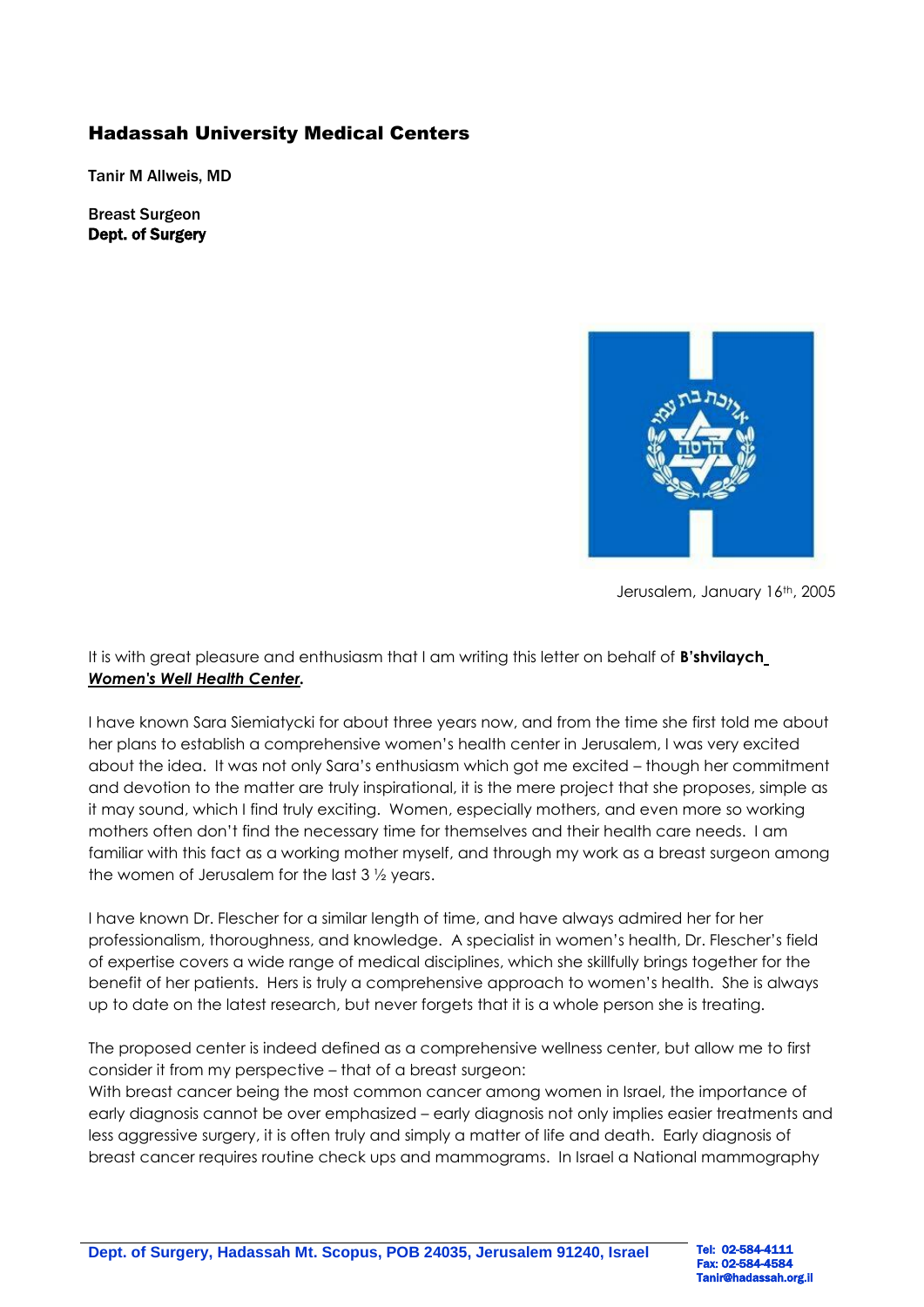## Hadassah University Medical Centers

**Tanir M Allweis, MD**

**Breast Surgeon**
**Dept. of Surgery**

Jerusalem, January 16th, 2005

It is with great pleasure and enthusiasm that I am writing this letter on behalf of **B'shvilaych** ***Women's Well Health Center*.**

I have known Sara Siemiatycki for about three years now, and from the time she first told me about her plans to establish a comprehensive women's health center in Jerusalem, I was very excited about the idea. It was not only Sara's enthusiasm which got me excited – though her commitment and devotion to the matter are truly inspirational, it is the mere project that she proposes, simple as it may sound, which I find truly exciting. Women, especially mothers, and even more so working mothers often don't find the necessary time for themselves and their health care needs. I am familiar with this fact as a working mother myself, and through my work as a breast surgeon among the women of Jerusalem for the last 3 ½ years.

I have known Dr. Flescher for a similar length of time, and have always admired her for her professionalism, thoroughness, and knowledge. A specialist in women's health, Dr. Flescher's field of expertise covers a wide range of medical disciplines, which she skillfully brings together for the benefit of her patients. Hers is truly a comprehensive approach to women's health. She is always up to date on the latest research, but never forgets that it is a whole person she is treating.

The proposed center is indeed defined as a comprehensive wellness center, but allow me to first consider it from my perspective – that of a breast surgeon:
With breast cancer being the most common cancer among women in Israel, the importance of early diagnosis cannot be over emphasized – early diagnosis not only implies easier treatments and less aggressive surgery, it is often truly and simply a matter of life and death. Early diagnosis of breast cancer requires routine check ups and mammograms. In Israel a National mammography

Dept. of Surgery, Hadassah Mt. Scopus, POB 24035, Jerusalem 91240, Israel
Tel: 02-584-4111
Fax: 02-584-4584
Tanir@hadassah.org.il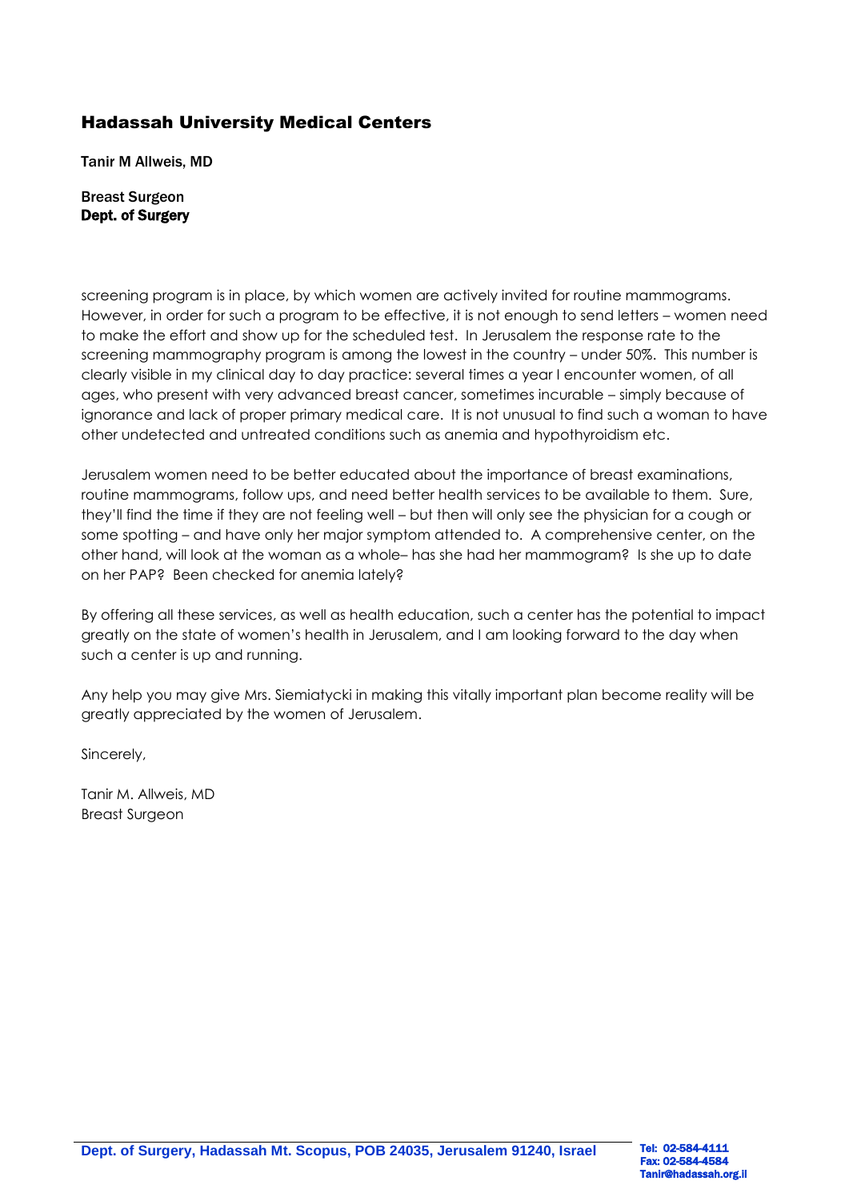## Hadassah University Medical Centers

**Tanir M Allweis, MD**

**Breast Surgeon**
**Dept. of Surgery**

screening program is in place, by which women are actively invited for routine mammograms. However, in order for such a program to be effective, it is not enough to send letters – women need to make the effort and show up for the scheduled test. In Jerusalem the response rate to the screening mammography program is among the lowest in the country – under 50%. This number is clearly visible in my clinical day to day practice: several times a year I encounter women, of all ages, who present with very advanced breast cancer, sometimes incurable – simply because of ignorance and lack of proper primary medical care. It is not unusual to find such a woman to have other undetected and untreated conditions such as anemia and hypothyroidism etc.

Jerusalem women need to be better educated about the importance of breast examinations, routine mammograms, follow ups, and need better health services to be available to them. Sure, they'll find the time if they are not feeling well – but then will only see the physician for a cough or some spotting – and have only her major symptom attended to. A comprehensive center, on the other hand, will look at the woman as a whole– has she had her mammogram? Is she up to date on her PAP? Been checked for anemia lately?

By offering all these services, as well as health education, such a center has the potential to impact greatly on the state of women's health in Jerusalem, and I am looking forward to the day when such a center is up and running.

Any help you may give Mrs. Siemiatycki in making this vitally important plan become reality will be greatly appreciated by the women of Jerusalem.

Sincerely,

Tanir M. Allweis, MD
Breast Surgeon

**Dept. of Surgery, Hadassah Mt. Scopus, POB 24035, Jerusalem 91240, Israel**

**Tel: 02-584-4111**
**Fax: 02-584-4584**
**Tanir@hadassah.org.il**